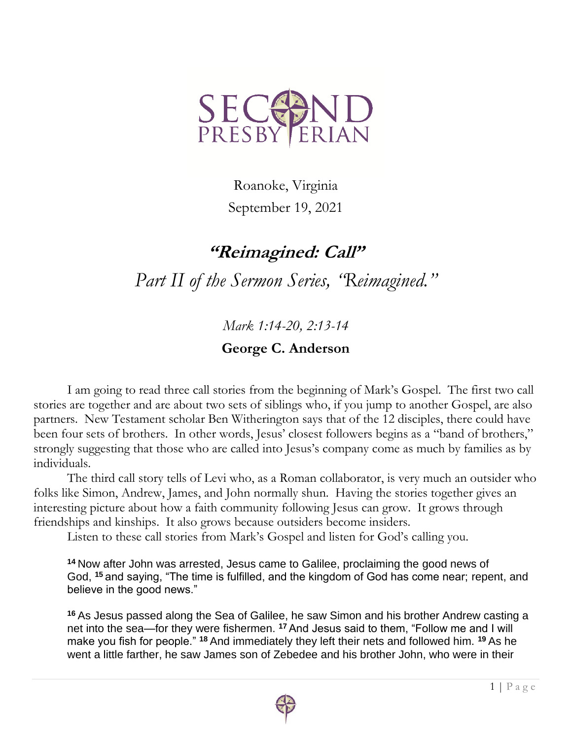SECOND PRESBYTERIAN

Roanoke, Virginia

September 19, 2021

# "Reimagined: Call"

## *Part II of the Sermon Series, "Reimagined."*

*Mark 1:14-20, 2:13-14*

**George C. Anderson**

I am going to read three call stories from the beginning of Mark's Gospel. The first two call stories are together and are about two sets of siblings who, if you jump to another Gospel, are also partners. New Testament scholar Ben Witherington says that of the 12 disciples, there could have been four sets of brothers. In other words, Jesus' closest followers begins as a "band of brothers," strongly suggesting that those who are called into Jesus's company come as much by families as by individuals.

The third call story tells of Levi who, as a Roman collaborator, is very much an outsider who folks like Simon, Andrew, James, and John normally shun. Having the stories together gives an interesting picture about how a faith community following Jesus can grow. It grows through friendships and kinships. It also grows because outsiders become insiders.

Listen to these call stories from Mark's Gospel and listen for God's calling you.

> [14] Now after John was arrested, Jesus came to Galilee, proclaiming the good news of God, [15] and saying, "The time is fulfilled, and the kingdom of God has come near; repent, and believe in the good news."
>
> [16] As Jesus passed along the Sea of Galilee, he saw Simon and his brother Andrew casting a net into the sea—for they were fishermen. [17] And Jesus said to them, "Follow me and I will make you fish for people." [18] And immediately they left their nets and followed him. [19] As he went a little farther, he saw James son of Zebedee and his brother John, who were in their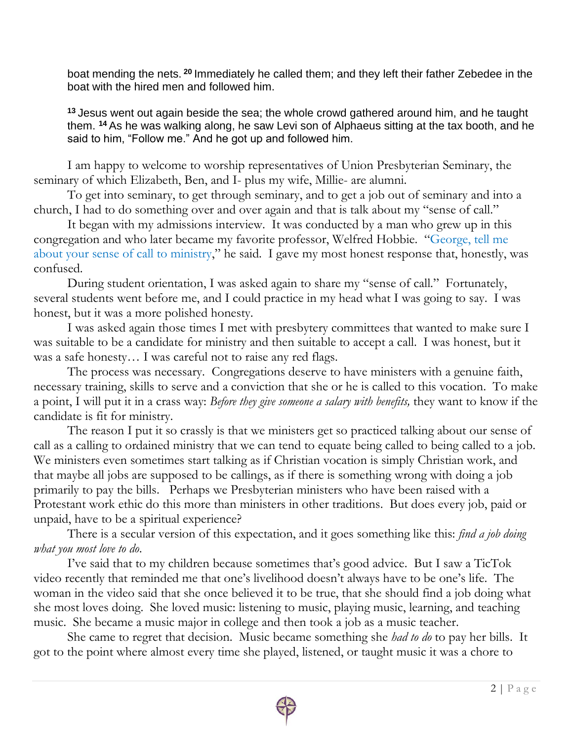boat mending the nets. [20] Immediately he called them; and they left their father Zebedee in the boat with the hired men and followed him.

[13] Jesus went out again beside the sea; the whole crowd gathered around him, and he taught them. [14] As he was walking along, he saw Levi son of Alphaeus sitting at the tax booth, and he said to him, "Follow me." And he got up and followed him.

I am happy to welcome to worship representatives of Union Presbyterian Seminary, the seminary of which Elizabeth, Ben, and I- plus my wife, Millie- are alumni.

To get into seminary, to get through seminary, and to get a job out of seminary and into a church, I had to do something over and over again and that is talk about my "sense of call."

It began with my admissions interview. It was conducted by a man who grew up in this congregation and who later became my favorite professor, Welfred Hobbie. "George, tell me about your sense of call to ministry," he said. I gave my most honest response that, honestly, was confused.

During student orientation, I was asked again to share my "sense of call." Fortunately, several students went before me, and I could practice in my head what I was going to say. I was honest, but it was a more polished honesty.

I was asked again those times I met with presbytery committees that wanted to make sure I was suitable to be a candidate for ministry and then suitable to accept a call. I was honest, but it was a safe honesty… I was careful not to raise any red flags.

The process was necessary. Congregations deserve to have ministers with a genuine faith, necessary training, skills to serve and a conviction that she or he is called to this vocation. To make a point, I will put it in a crass way: *Before they give someone a salary with benefits,* they want to know if the candidate is fit for ministry.

The reason I put it so crassly is that we ministers get so practiced talking about our sense of call as a calling to ordained ministry that we can tend to equate being called to being called to a job. We ministers even sometimes start talking as if Christian vocation is simply Christian work, and that maybe all jobs are supposed to be callings, as if there is something wrong with doing a job primarily to pay the bills. Perhaps we Presbyterian ministers who have been raised with a Protestant work ethic do this more than ministers in other traditions. But does every job, paid or unpaid, have to be a spiritual experience?

There is a secular version of this expectation, and it goes something like this: *find a job doing what you most love to do.*

I've said that to my children because sometimes that's good advice. But I saw a TicTok video recently that reminded me that one's livelihood doesn't always have to be one's life. The woman in the video said that she once believed it to be true, that she should find a job doing what she most loves doing. She loved music: listening to music, playing music, learning, and teaching music. She became a music major in college and then took a job as a music teacher.

She came to regret that decision. Music became something she *had to do* to pay her bills. It got to the point where almost every time she played, listened, or taught music it was a chore to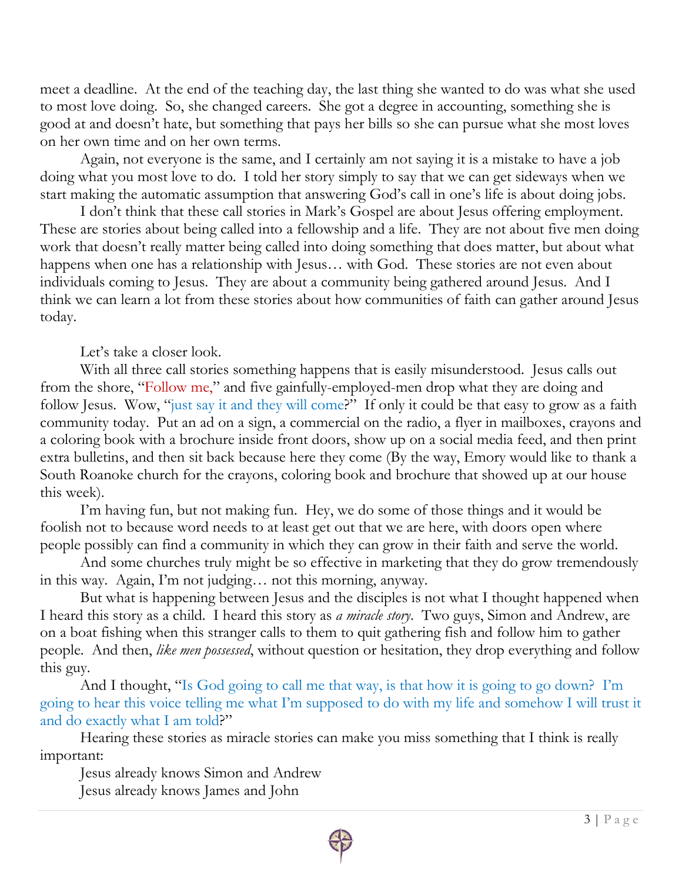meet a deadline. At the end of the teaching day, the last thing she wanted to do was what she used to most love doing. So, she changed careers. She got a degree in accounting, something she is good at and doesn't hate, but something that pays her bills so she can pursue what she most loves on her own time and on her own terms.

Again, not everyone is the same, and I certainly am not saying it is a mistake to have a job doing what you most love to do. I told her story simply to say that we can get sideways when we start making the automatic assumption that answering God's call in one's life is about doing jobs.

I don't think that these call stories in Mark's Gospel are about Jesus offering employment. These are stories about being called into a fellowship and a life. They are not about five men doing work that doesn't really matter being called into doing something that does matter, but about what happens when one has a relationship with Jesus… with God. These stories are not even about individuals coming to Jesus. They are about a community being gathered around Jesus. And I think we can learn a lot from these stories about how communities of faith can gather around Jesus today.

Let's take a closer look.

With all three call stories something happens that is easily misunderstood. Jesus calls out from the shore, "Follow me," and five gainfully-employed-men drop what they are doing and follow Jesus. Wow, "just say it and they will come?" If only it could be that easy to grow as a faith community today. Put an ad on a sign, a commercial on the radio, a flyer in mailboxes, crayons and a coloring book with a brochure inside front doors, show up on a social media feed, and then print extra bulletins, and then sit back because here they come (By the way, Emory would like to thank a South Roanoke church for the crayons, coloring book and brochure that showed up at our house this week).

I'm having fun, but not making fun. Hey, we do some of those things and it would be foolish not to because word needs to at least get out that we are here, with doors open where people possibly can find a community in which they can grow in their faith and serve the world.

And some churches truly might be so effective in marketing that they do grow tremendously in this way. Again, I'm not judging… not this morning, anyway.

But what is happening between Jesus and the disciples is not what I thought happened when I heard this story as a child. I heard this story as *a miracle story*. Two guys, Simon and Andrew, are on a boat fishing when this stranger calls to them to quit gathering fish and follow him to gather people. And then, *like men possessed*, without question or hesitation, they drop everything and follow this guy.

And I thought, "Is God going to call me that way, is that how it is going to go down? I'm going to hear this voice telling me what I'm supposed to do with my life and somehow I will trust it and do exactly what I am told?"

Hearing these stories as miracle stories can make you miss something that I think is really important:

Jesus already knows Simon and Andrew
Jesus already knows James and John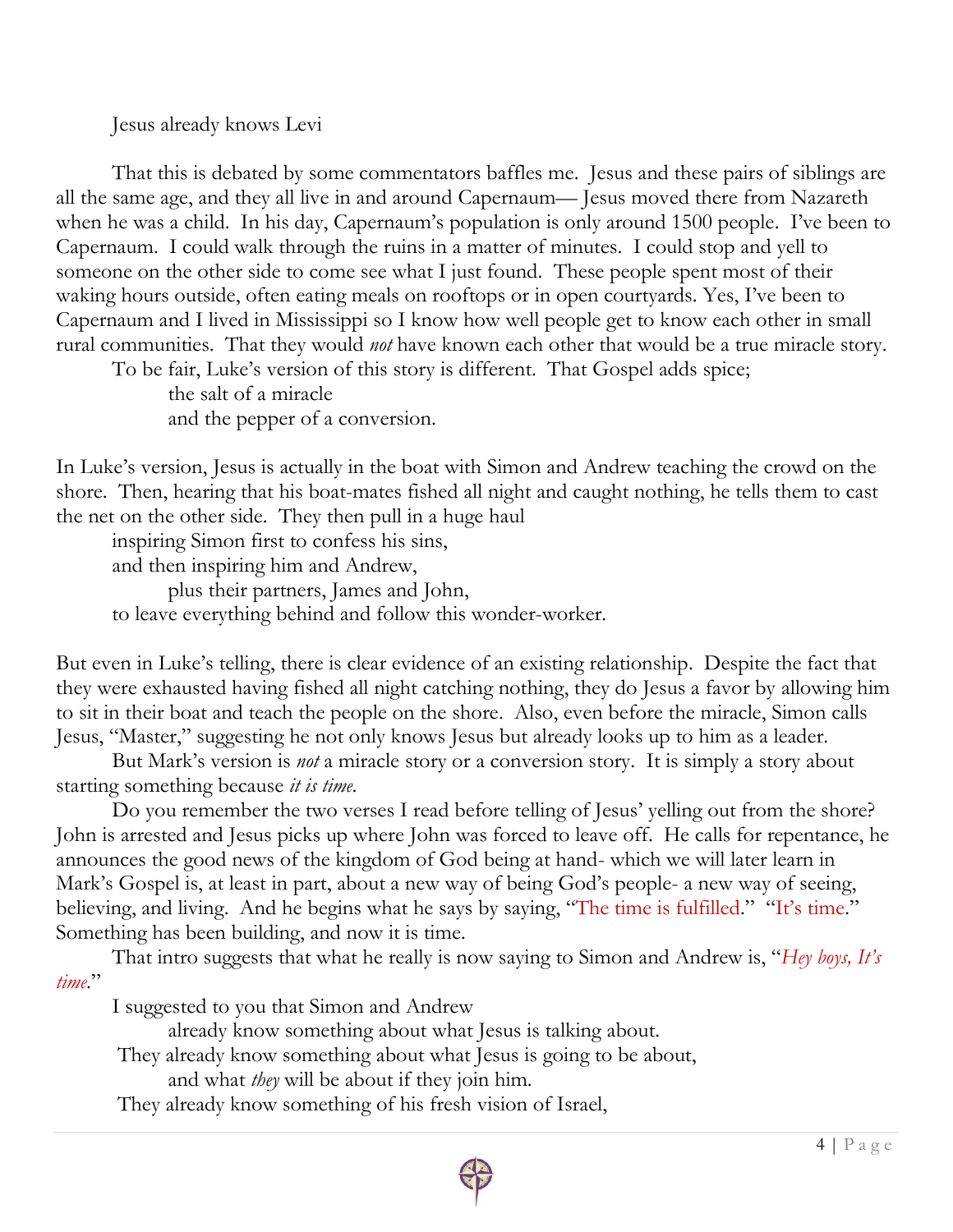Jesus already knows Levi

That this is debated by some commentators baffles me. Jesus and these pairs of siblings are all the same age, and they all live in and around Capernaum— Jesus moved there from Nazareth when he was a child. In his day, Capernaum's population is only around 1500 people. I've been to Capernaum. I could walk through the ruins in a matter of minutes. I could stop and yell to someone on the other side to come see what I just found. These people spent most of their waking hours outside, often eating meals on rooftops or in open courtyards. Yes, I've been to Capernaum and I lived in Mississippi so I know how well people get to know each other in small rural communities. That they would *not* have known each other that would be a true miracle story.

To be fair, Luke's version of this story is different. That Gospel adds spice;
the salt of a miracle
and the pepper of a conversion.

In Luke's version, Jesus is actually in the boat with Simon and Andrew teaching the crowd on the shore. Then, hearing that his boat-mates fished all night and caught nothing, he tells them to cast the net on the other side. They then pull in a huge haul
inspiring Simon first to confess his sins,
and then inspiring him and Andrew,
plus their partners, James and John,
to leave everything behind and follow this wonder-worker.

But even in Luke's telling, there is clear evidence of an existing relationship. Despite the fact that they were exhausted having fished all night catching nothing, they do Jesus a favor by allowing him to sit in their boat and teach the people on the shore. Also, even before the miracle, Simon calls Jesus, "Master," suggesting he not only knows Jesus but already looks up to him as a leader.

But Mark's version is *not* a miracle story or a conversion story. It is simply a story about starting something because *it is time*.

Do you remember the two verses I read before telling of Jesus' yelling out from the shore? John is arrested and Jesus picks up where John was forced to leave off. He calls for repentance, he announces the good news of the kingdom of God being at hand- which we will later learn in Mark's Gospel is, at least in part, about a new way of being God's people- a new way of seeing, believing, and living. And he begins what he says by saying, "The time is fulfilled." "It's time." Something has been building, and now it is time.

That intro suggests that what he really is now saying to Simon and Andrew is, "*Hey boys, It's time*."

I suggested to you that Simon and Andrew
already know something about what Jesus is talking about.
They already know something about what Jesus is going to be about,
and what *they* will be about if they join him.
They already know something of his fresh vision of Israel,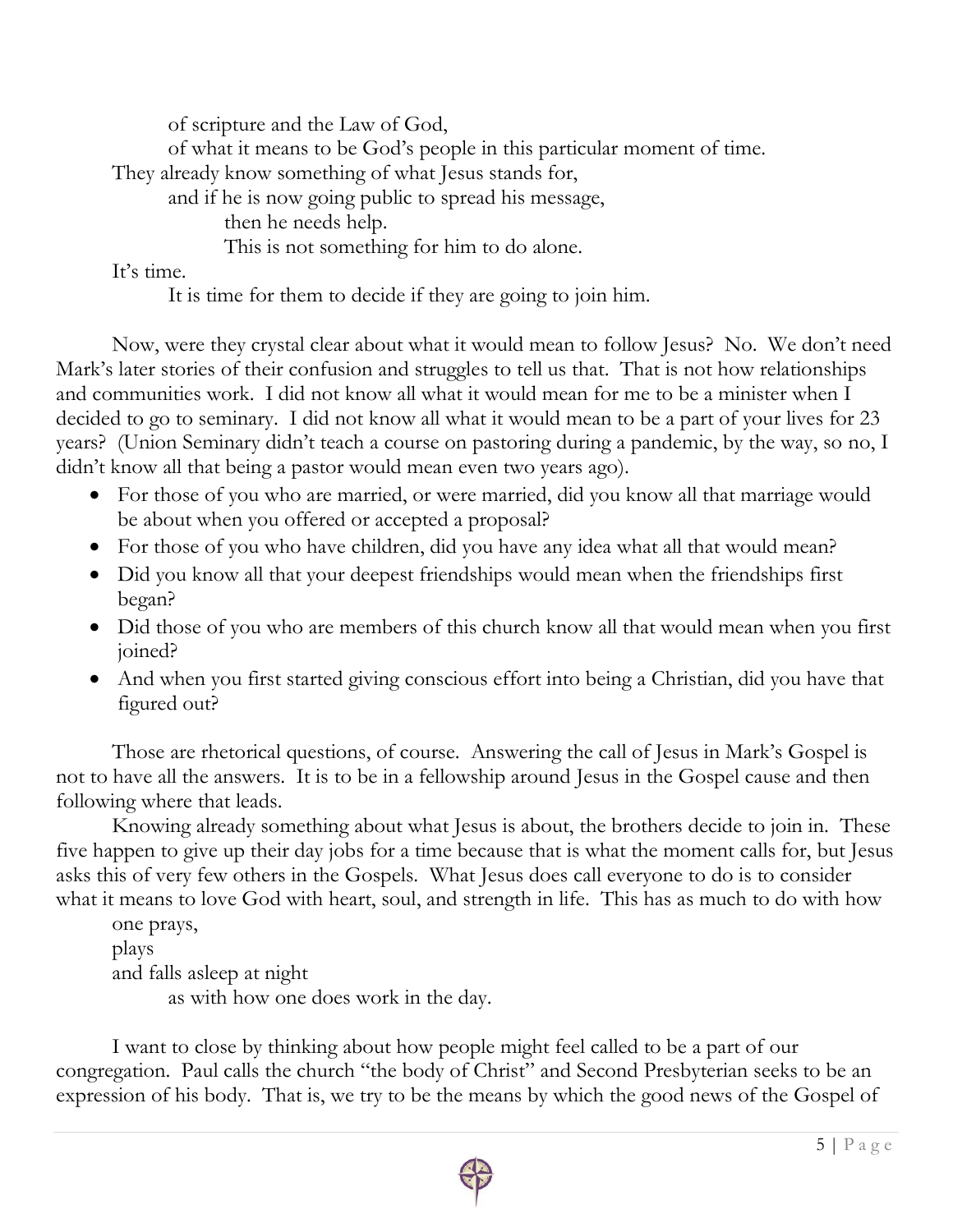of scripture and the Law of God,

of what it means to be God's people in this particular moment of time.

They already know something of what Jesus stands for,

and if he is now going public to spread his message,

then he needs help.

This is not something for him to do alone.

It's time.

It is time for them to decide if they are going to join him.

Now, were they crystal clear about what it would mean to follow Jesus? No. We don't need Mark's later stories of their confusion and struggles to tell us that. That is not how relationships and communities work. I did not know all what it would mean for me to be a minister when I decided to go to seminary. I did not know all what it would mean to be a part of your lives for 23 years? (Union Seminary didn't teach a course on pastoring during a pandemic, by the way, so no, I didn't know all that being a pastor would mean even two years ago).

- For those of you who are married, or were married, did you know all that marriage would be about when you offered or accepted a proposal?
- For those of you who have children, did you have any idea what all that would mean?
- Did you know all that your deepest friendships would mean when the friendships first began?
- Did those of you who are members of this church know all that would mean when you first joined?
- And when you first started giving conscious effort into being a Christian, did you have that figured out?

Those are rhetorical questions, of course. Answering the call of Jesus in Mark's Gospel is not to have all the answers. It is to be in a fellowship around Jesus in the Gospel cause and then following where that leads.

Knowing already something about what Jesus is about, the brothers decide to join in. These five happen to give up their day jobs for a time because that is what the moment calls for, but Jesus asks this of very few others in the Gospels. What Jesus does call everyone to do is to consider what it means to love God with heart, soul, and strength in life. This has as much to do with how

one prays,

plays

and falls asleep at night

as with how one does work in the day.

I want to close by thinking about how people might feel called to be a part of our congregation. Paul calls the church "the body of Christ" and Second Presbyterian seeks to be an expression of his body. That is, we try to be the means by which the good news of the Gospel of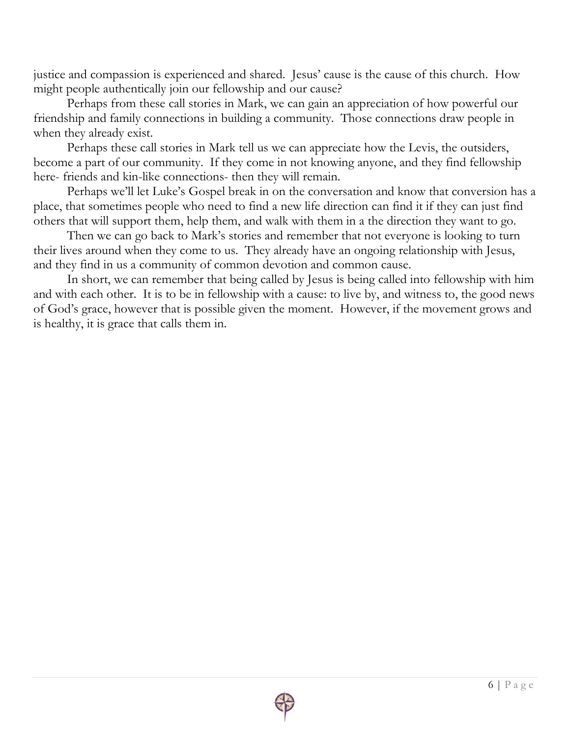justice and compassion is experienced and shared. Jesus' cause is the cause of this church. How might people authentically join our fellowship and our cause?

Perhaps from these call stories in Mark, we can gain an appreciation of how powerful our friendship and family connections in building a community. Those connections draw people in when they already exist.

Perhaps these call stories in Mark tell us we can appreciate how the Levis, the outsiders, become a part of our community. If they come in not knowing anyone, and they find fellowship here- friends and kin-like connections- then they will remain.

Perhaps we'll let Luke's Gospel break in on the conversation and know that conversion has a place, that sometimes people who need to find a new life direction can find it if they can just find others that will support them, help them, and walk with them in a the direction they want to go.

Then we can go back to Mark's stories and remember that not everyone is looking to turn their lives around when they come to us. They already have an ongoing relationship with Jesus, and they find in us a community of common devotion and common cause.

In short, we can remember that being called by Jesus is being called into fellowship with him and with each other. It is to be in fellowship with a cause: to live by, and witness to, the good news of God's grace, however that is possible given the moment. However, if the movement grows and is healthy, it is grace that calls them in.